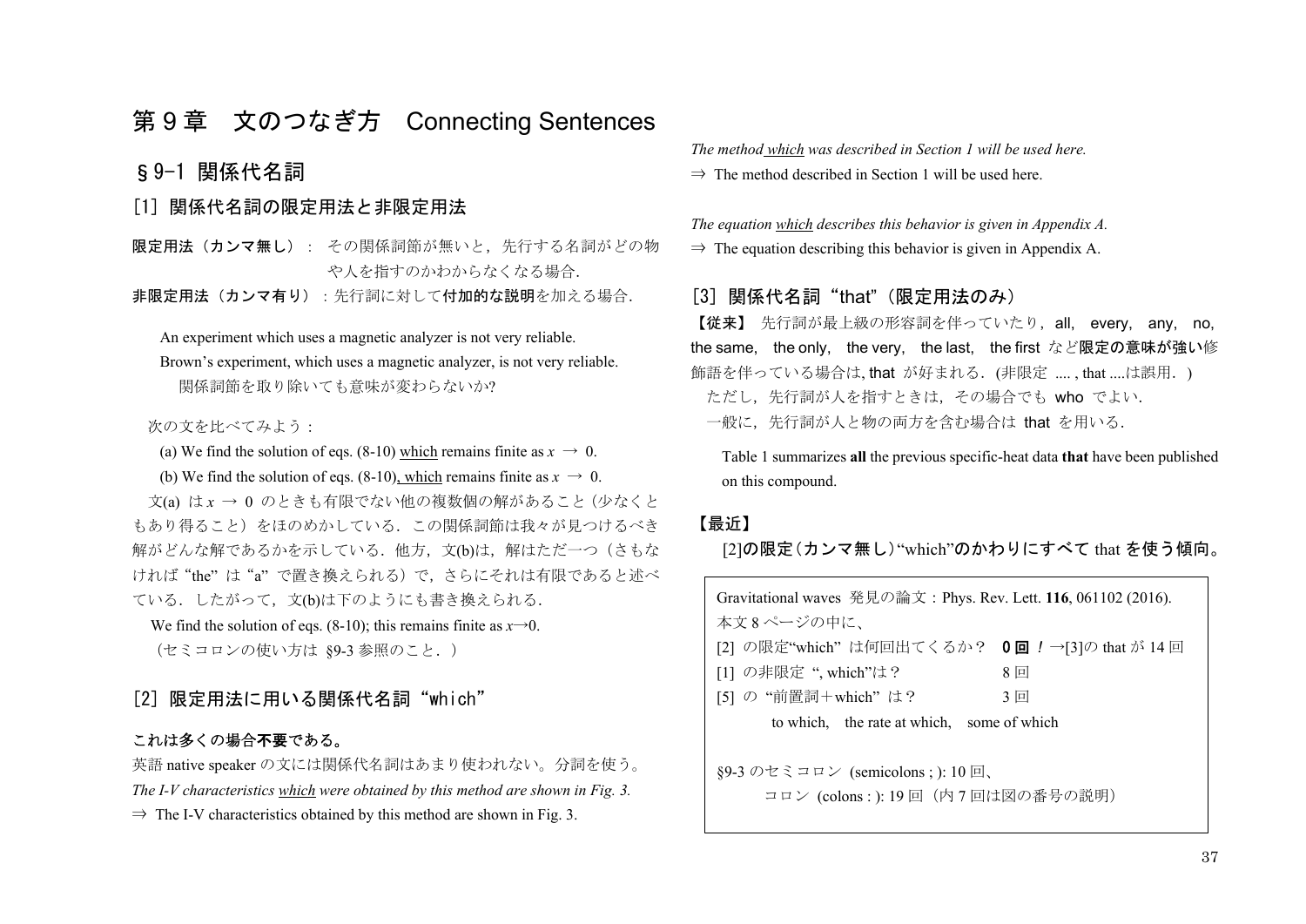# 第９章　文のつなぎ方　Connecting Sentences

## §9-1 関係代名詞

### [1] 関係代名詞の限定用法と非限定用法

**限定用法（カンマ無し）**：その関係詞節が無いと，先行する名詞がどの物や人を指すのかわからなくなる場合.

**非限定用法（カンマ有り）**：先行詞に対して**付加的な説明**を加える場合.

An experiment which uses a magnetic analyzer is not very reliable.
Brown's experiment, which uses a magnetic analyzer, is not very reliable.
関係詞節を取り除いても意味が変わらないか?

次の文を比べてみよう：

(a) We find the solution of eqs. (8-10) which remains finite as $x \to 0$.
(b) We find the solution of eqs. (8-10), which remains finite as $x \to 0$.

文(a) は $x \to 0$ のときも有限でない他の複数個の解があること（少なくともあり得ること）をほのめかしている．この関係詞節は我々が見つけるべき解がどんな解であるかを示している．他方，文(b)は，解はただ一つ（さもなければ "the" は "a" で置き換えられる）で，さらにそれは有限であると述べている．したがって，文(b)は下のようにも書き換えられる．

We find the solution of eqs. (8-10); this remains finite as $x \to 0$.
（セミコロンの使い方は §9-3 参照のこと．）

### [2] 限定用法に用いる関係代名詞 "which"

**これは多くの場合不要である。**

英語 native speaker の文には関係代名詞はあまり使われない。分詞を使う。

*The I-V characteristics which were obtained by this method are shown in Fig. 3.*
⇒ The I-V characteristics obtained by this method are shown in Fig. 3.

*The method which was described in Section 1 will be used here.*
⇒ The method described in Section 1 will be used here.

*The equation which describes this behavior is given in Appendix A.*
⇒ The equation describing this behavior is given in Appendix A.

### [3] 関係代名詞 "that"（限定用法のみ）

**【従来】** 先行詞が最上級の形容詞を伴っていたり，all, every, any, no, the same, the only, the very, the last, the first など**限定の意味が強い**修飾語を伴っている場合は, that が好まれる．(非限定 .... , that ....は誤用．)
ただし，先行詞が人を指すときは，その場合でも who でよい．
一般に，先行詞が人と物の両方を含む場合は that を用いる．

Table 1 summarizes **all** the previous specific-heat data **that** have been published on this compound.

**【最近】**

**[2]の限定（カンマ無し）**"which"**のかわりにすべて** that **を使う傾向。**

Gravitational waves 発見の論文：Phys. Rev. Lett. **116**, 061102 (2016).
本文 8 ページの中に、

| | | |
|---|---|---|
| [2] の限定"which" は何回出てくるか？ | **0 回！** | →[3]の that が 14 回 |
| [1] の非限定 ", which"は？ | 8 回 | |
| [5] の "前置詞＋which" は？ | 3 回 | |

to which,　the rate at which,　some of which

§9-3 のセミコロン (semicolons ; ): 10 回、
コロン (colons : ): 19 回（内 7 回は図の番号の説明）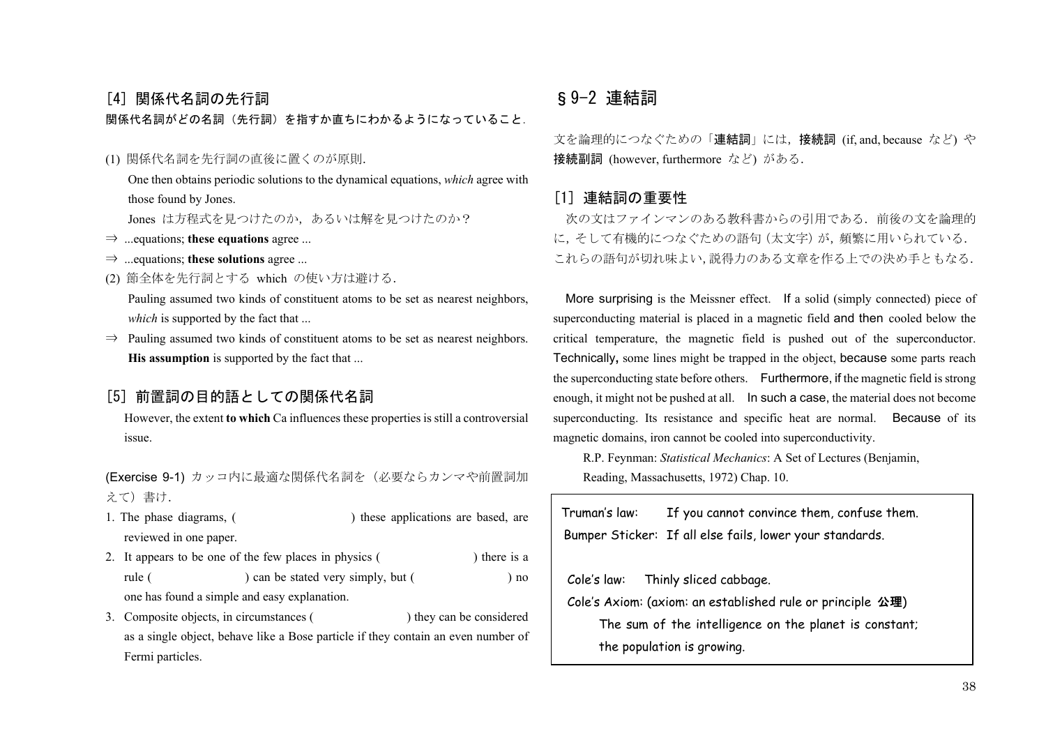### [4] 関係代名詞の先行詞

**関係代名詞がどの名詞（先行詞）を指すか直ちにわかるようになっていること.**

(1) 関係代名詞を先行詞の直後に置くのが原則.

One then obtains periodic solutions to the dynamical equations, *which* agree with those found by Jones.

Jones は方程式を見つけたのか，あるいは解を見つけたのか?

⇒ ...equations; **these equations** agree ...

⇒ ...equations; **these solutions** agree ...

(2) 節全体を先行詞とする which の使い方は避ける.

Pauling assumed two kinds of constituent atoms to be set as nearest neighbors, *which* is supported by the fact that ...

⇒ Pauling assumed two kinds of constituent atoms to be set as nearest neighbors. **His assumption** is supported by the fact that ...

### [5] 前置詞の目的語としての関係代名詞

However, the extent **to which** Ca influences these properties is still a controversial issue.

(Exercise 9-1) カッコ内に最適な関係代名詞を（必要ならカンマや前置詞加えて）書け.

1. The phase diagrams, (                ) these applications are based, are reviewed in one paper.
2. It appears to be one of the few places in physics (                ) there is a rule (                ) can be stated very simply, but (                ) no one has found a simple and easy explanation.
3. Composite objects, in circumstances (                ) they can be considered as a single object, behave like a Bose particle if they contain an even number of Fermi particles.

## §9-2 連結詞

文を論理的につなぐための「**連結詞**」には，**接続詞** (if, and, because など) や**接続副詞** (however, furthermore など) がある.

### [1] 連結詞の重要性

次の文はファインマンのある教科書からの引用である．前後の文を論理的に，そして有機的につなぐための語句 (太文字) が，頻繁に用いられている．これらの語句が切れ味よい，説得力のある文章を作る上での決め手ともなる.

**More surprising** is the Meissner effect. **If** a solid (simply connected) piece of superconducting material is placed in a magnetic field **and then** cooled below the critical temperature, the magnetic field is pushed out of the superconductor. **Technically,** some lines might be trapped in the object, **because** some parts reach the superconducting state before others. **Furthermore, if** the magnetic field is strong enough, it might not be pushed at all. **In such a case**, the material does not become superconducting. Its resistance and specific heat are normal. **Because** of its magnetic domains, iron cannot be cooled into superconductivity.

R.P. Feynman: *Statistical Mechanics*: A Set of Lectures (Benjamin, Reading, Massachusetts, 1972) Chap. 10.

> Truman's law: If you cannot convince them, confuse them.
> Bumper Sticker: If all else fails, lower your standards.
>
> Cole's law: Thinly sliced cabbage.
> Cole's Axiom: (axiom: an established rule or principle **公理**)
> The sum of the intelligence on the planet is constant; the population is growing.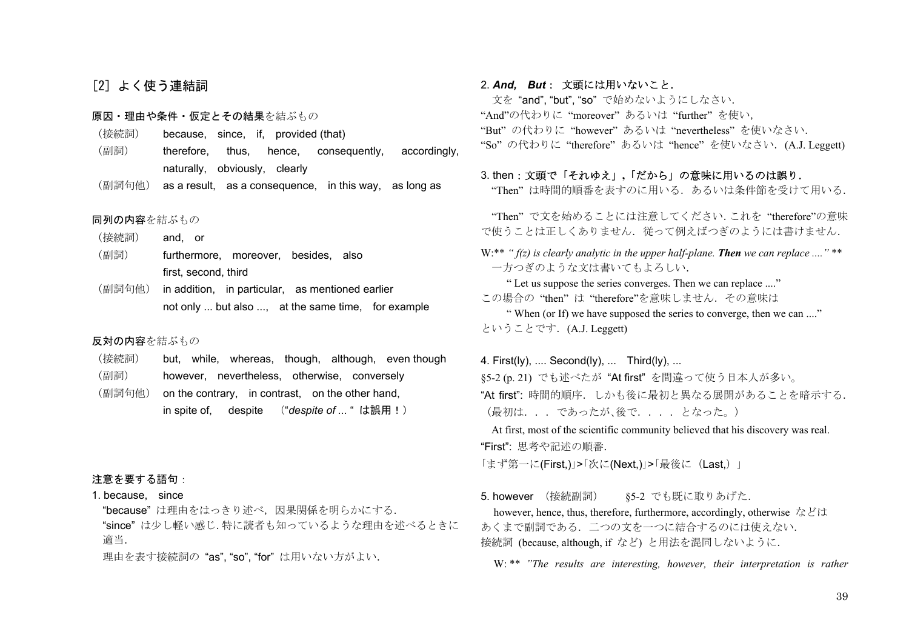## [2] よく使う連結詞

**原因・理由や条件・仮定とその結果**を結ぶもの

（接続詞）　because,　since,　if,　provided (that)

（副詞）　therefore,　thus,　hence,　consequently,　accordingly,　naturally,　obviously,　clearly

（副詞句他）　as a result,　as a consequence,　in this way,　as long as

**同列の内容**を結ぶもの

（接続詞）　and,　or

（副詞）　furthermore,　moreover,　besides,　also
first, second, third

（副詞句他）　in addition,　in particular,　as mentioned earlier
not only ... but also ...,　at the same time,　for example

**反対の内容**を結ぶもの

（接続詞）　but,　while,　whereas,　though,　although,　even though

（副詞）　however,　nevertheless,　otherwise,　conversely

（副詞句他）　on the contrary,　in contrast,　on the other hand,
in spite of,　despite　（"*despite of ...*"　は誤用！）

**注意を要する語句**：

1. because,　since

"because" は理由をはっきり述べ，因果関係を明らかにする．
"since" は少し軽い感じ. 特に読者も知っているような理由を述べるときに適当.
理由を表す接続詞の "as", "so", "for" は用いない方がよい.

2. ***And,　But***：　文頭には用いないこと.

文を "and", "but", "so" で始めないようにしなさい.
"And"の代わりに "moreover" あるいは "further" を使い，
"But" の代わりに "however" あるいは "nevertheless" を使いなさい．
"So" の代わりに "therefore" あるいは "hence" を使いなさい．(A.J. Leggett)

3. then：文頭で「それゆえ」,「だから」の意味に用いるのは誤り.

"Then" は時間的順番を表すのに用いる．あるいは条件節を受けて用いる．

"Then" で文を始めることには注意してください. これを "therefore"の意味で使うことは正しくありません．従って例えばつぎのようには書けません．

W:** *" f(z) is clearly analytic in the upper half-plane. **Then** we can replace ...."* **
一方つぎのような文は書いてもよろしい.

" Let us suppose the series converges. Then we can replace ...."

この場合の "then" は "therefore"を意味しません．その意味は

" When (or If) we have supposed the series to converge, then we can ...."

ということです．(A.J. Leggett)

4. First(ly), .... Second(ly), ...　Third(ly), ...

§5-2 (p. 21) でも述べたが "At first" を間違って使う日本人が多い。

"At first": 時間的順序．しかも後に最初と異なる展開があることを暗示する．（最初は．．．であったが､後で．．．．となった。）

At first, most of the scientific community believed that his discovery was real.

"First": 思考や記述の順番.

「まず第一に(First,)」>「次に(Next,)」>「最後に（Last,）」

5. however　(接続副詞)　　§5-2 でも既に取りあげた.

however, hence, thus, therefore, furthermore, accordingly, otherwise などはあくまで副詞である．二つの文を一つに結合するのには使えない.
接続詞 (because, although, if など) と用法を混同しないように.

W: ** *"The results are interesting, however, their interpretation is rather*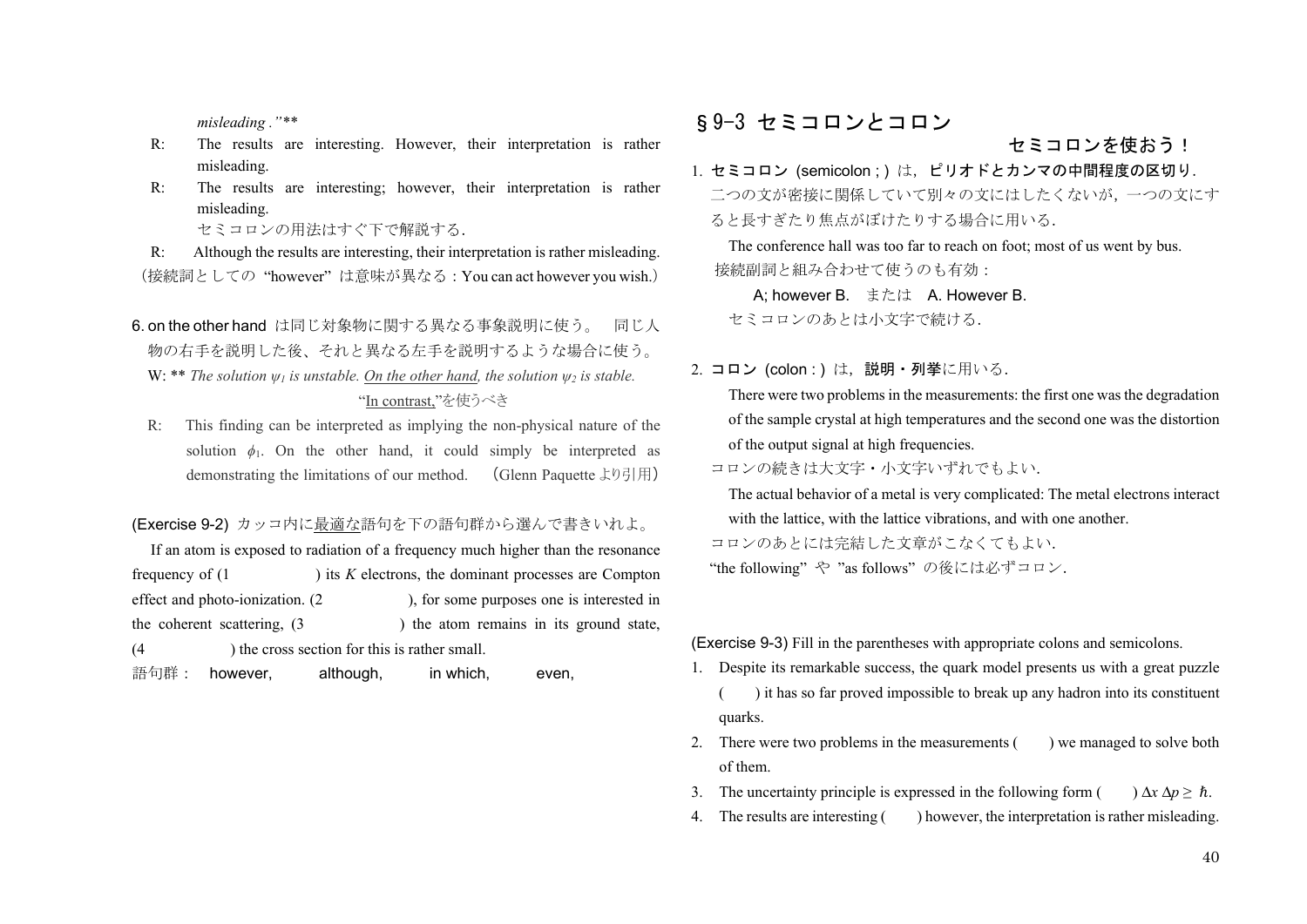*misleading ."***

R: The results are interesting. However, their interpretation is rather misleading.

R: The results are interesting; however, their interpretation is rather misleading.
セミコロンの用法はすぐ下で解説する.

R: Although the results are interesting, their interpretation is rather misleading.
（接続詞としての "however" は意味が異なる：You can act however you wish.）

6. on the other hand は同じ対象物に関する異なる事象説明に使う。 同じ人物の右手を説明した後、それと異なる左手を説明するような場合に使う。

W: ** *The solution $\psi_1$ is unstable. On the other hand, the solution $\psi_2$ is stable.*
"In contrast,"を使うべき

R: This finding can be interpreted as implying the non-physical nature of the solution $\phi_1$. On the other hand, it could simply be interpreted as demonstrating the limitations of our method. （Glenn Paquette より引用）

(Exercise 9-2) カッコ内に最適な語句を下の語句群から選んで書きいれよ。

If an atom is exposed to radiation of a frequency much higher than the resonance frequency of (1　　　　) its *K* electrons, the dominant processes are Compton effect and photo-ionization. (2　　　　), for some purposes one is interested in the coherent scattering, (3　　　　) the atom remains in its ground state, (4　　　　) the cross section for this is rather small.

語句群： however,　　although,　　in which,　　even,

## §9-3 セミコロンとコロン

### セミコロンを使おう！

1. **セミコロン (semicolon ; )** は，**ピリオドとカンマの中間程度の区切り**.
二つの文が密接に関係していて別々の文にはしたくないが，一つの文にすると長すぎたり焦点がぼけたりする場合に用いる.

The conference hall was too far to reach on foot; most of us went by bus.

接続副詞と組み合わせて使うのも有効：

A; however B.　または　A. However B.

セミコロンのあとは小文字で続ける.

2. **コロン (colon : )** は，**説明・列挙**に用いる.

There were two problems in the measurements: the first one was the degradation of the sample crystal at high temperatures and the second one was the distortion of the output signal at high frequencies.

コロンの続きは大文字・小文字いずれでもよい.

The actual behavior of a metal is very complicated: The metal electrons interact with the lattice, with the lattice vibrations, and with one another.

コロンのあとには完結した文章がこなくてもよい.
"the following" や "as follows" の後には必ずコロン.

(Exercise 9-3) Fill in the parentheses with appropriate colons and semicolons.

1. Despite its remarkable success, the quark model presents us with a great puzzle (　　) it has so far proved impossible to break up any hadron into its constituent quarks.
2. There were two problems in the measurements (　　) we managed to solve both of them.
3. The uncertainty principle is expressed in the following form (　　) $\Delta x\, \Delta p \geq \hbar$.
4. The results are interesting (　　) however, the interpretation is rather misleading.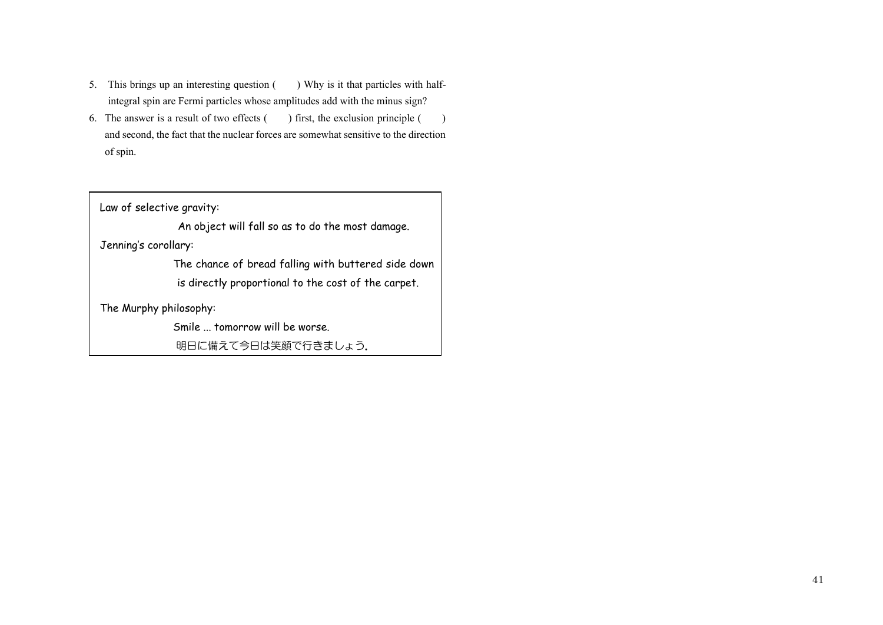5. This brings up an interesting question (    ) Why is it that particles with half-integral spin are Fermi particles whose amplitudes add with the minus sign?
6. The answer is a result of two effects (    ) first, the exclusion principle (    ) and second, the fact that the nuclear forces are somewhat sensitive to the direction of spin.

---

Law of selective gravity:

An object will fall so as to do the most damage.

Jenning's corollary:

The chance of bread falling with buttered side down is directly proportional to the cost of the carpet.

The Murphy philosophy:

Smile ... tomorrow will be worse.

明日に備えて今日は笑顔で行きましょう。